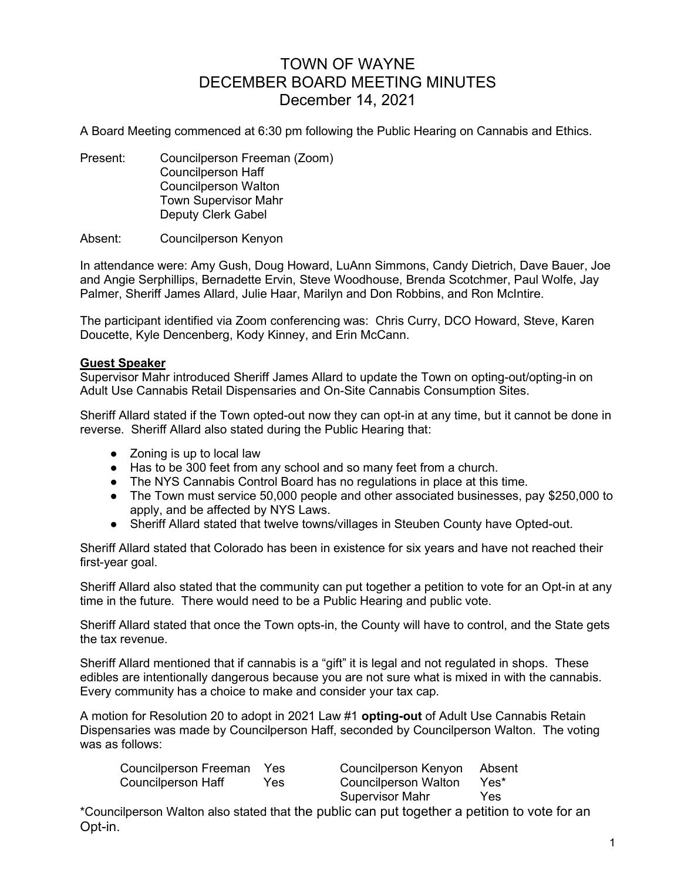# TOWN OF WAYNE
# DECEMBER BOARD MEETING MINUTES
# December 14, 2021

A Board Meeting commenced at 6:30 pm following the Public Hearing on Cannabis and Ethics.

Present: Councilperson Freeman (Zoom)
Councilperson Haff
Councilperson Walton
Town Supervisor Mahr
Deputy Clerk Gabel

Absent: Councilperson Kenyon

In attendance were: Amy Gush, Doug Howard, LuAnn Simmons, Candy Dietrich, Dave Bauer, Joe and Angie Serphillips, Bernadette Ervin, Steve Woodhouse, Brenda Scotchmer, Paul Wolfe, Jay Palmer, Sheriff James Allard, Julie Haar, Marilyn and Don Robbins, and Ron McIntire.

The participant identified via Zoom conferencing was: Chris Curry, DCO Howard, Steve, Karen Doucette, Kyle Dencenberg, Kody Kinney, and Erin McCann.

**Guest Speaker**

Supervisor Mahr introduced Sheriff James Allard to update the Town on opting-out/opting-in on Adult Use Cannabis Retail Dispensaries and On-Site Cannabis Consumption Sites.

Sheriff Allard stated if the Town opted-out now they can opt-in at any time, but it cannot be done in reverse. Sheriff Allard also stated during the Public Hearing that:

- Zoning is up to local law
- Has to be 300 feet from any school and so many feet from a church.
- The NYS Cannabis Control Board has no regulations in place at this time.
- The Town must service 50,000 people and other associated businesses, pay $250,000 to apply, and be affected by NYS Laws.
- Sheriff Allard stated that twelve towns/villages in Steuben County have Opted-out.

Sheriff Allard stated that Colorado has been in existence for six years and have not reached their first-year goal.

Sheriff Allard also stated that the community can put together a petition to vote for an Opt-in at any time in the future. There would need to be a Public Hearing and public vote.

Sheriff Allard stated that once the Town opts-in, the County will have to control, and the State gets the tax revenue.

Sheriff Allard mentioned that if cannabis is a "gift" it is legal and not regulated in shops. These edibles are intentionally dangerous because you are not sure what is mixed in with the cannabis. Every community has a choice to make and consider your tax cap.

A motion for Resolution 20 to adopt in 2021 Law #1 **opting-out** of Adult Use Cannabis Retain Dispensaries was made by Councilperson Haff, seconded by Councilperson Walton. The voting was as follows:

| | | | |
|---|---|---|---|
| Councilperson Freeman | Yes | Councilperson Kenyon | Absent |
| Councilperson Haff | Yes | Councilperson Walton | Yes* |
| | | Supervisor Mahr | Yes |

*Councilperson Walton also stated that the public can put together a petition to vote for an Opt-in.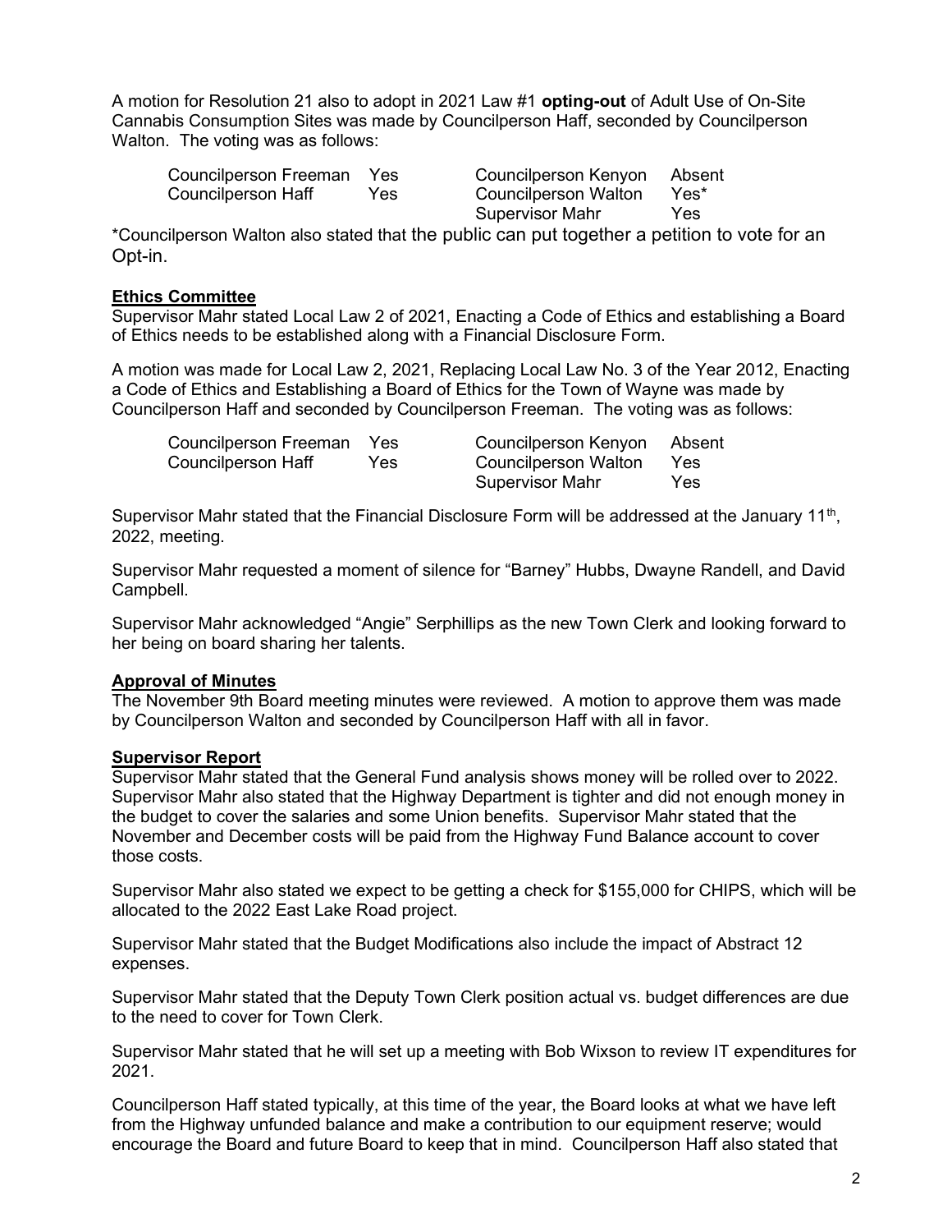A motion for Resolution 21 also to adopt in 2021 Law #1 **opting-out** of Adult Use of On-Site Cannabis Consumption Sites was made by Councilperson Haff, seconded by Councilperson Walton. The voting was as follows:

| | | | |
|---|---|---|---|
| Councilperson Freeman | Yes | Councilperson Kenyon | Absent |
| Councilperson Haff | Yes | Councilperson Walton | Yes* |
| | | Supervisor Mahr | Yes |

*Councilperson Walton also stated that the public can put together a petition to vote for an Opt-in.

## Ethics Committee

Supervisor Mahr stated Local Law 2 of 2021, Enacting a Code of Ethics and establishing a Board of Ethics needs to be established along with a Financial Disclosure Form.

A motion was made for Local Law 2, 2021, Replacing Local Law No. 3 of the Year 2012, Enacting a Code of Ethics and Establishing a Board of Ethics for the Town of Wayne was made by Councilperson Haff and seconded by Councilperson Freeman. The voting was as follows:

| | | | |
|---|---|---|---|
| Councilperson Freeman | Yes | Councilperson Kenyon | Absent |
| Councilperson Haff | Yes | Councilperson Walton | Yes |
| | | Supervisor Mahr | Yes |

Supervisor Mahr stated that the Financial Disclosure Form will be addressed at the January 11th, 2022, meeting.

Supervisor Mahr requested a moment of silence for "Barney" Hubbs, Dwayne Randell, and David Campbell.

Supervisor Mahr acknowledged "Angie" Serphillips as the new Town Clerk and looking forward to her being on board sharing her talents.

## Approval of Minutes

The November 9th Board meeting minutes were reviewed. A motion to approve them was made by Councilperson Walton and seconded by Councilperson Haff with all in favor.

## Supervisor Report

Supervisor Mahr stated that the General Fund analysis shows money will be rolled over to 2022. Supervisor Mahr also stated that the Highway Department is tighter and did not enough money in the budget to cover the salaries and some Union benefits. Supervisor Mahr stated that the November and December costs will be paid from the Highway Fund Balance account to cover those costs.

Supervisor Mahr also stated we expect to be getting a check for $155,000 for CHIPS, which will be allocated to the 2022 East Lake Road project.

Supervisor Mahr stated that the Budget Modifications also include the impact of Abstract 12 expenses.

Supervisor Mahr stated that the Deputy Town Clerk position actual vs. budget differences are due to the need to cover for Town Clerk.

Supervisor Mahr stated that he will set up a meeting with Bob Wixson to review IT expenditures for 2021.

Councilperson Haff stated typically, at this time of the year, the Board looks at what we have left from the Highway unfunded balance and make a contribution to our equipment reserve; would encourage the Board and future Board to keep that in mind. Councilperson Haff also stated that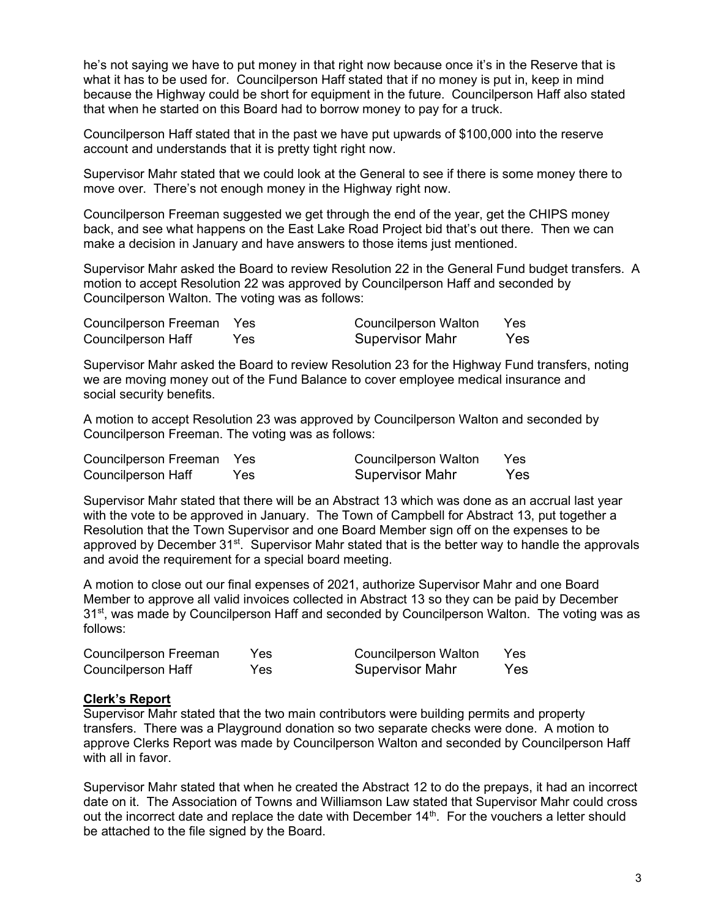he's not saying we have to put money in that right now because once it's in the Reserve that is what it has to be used for. Councilperson Haff stated that if no money is put in, keep in mind because the Highway could be short for equipment in the future. Councilperson Haff also stated that when he started on this Board had to borrow money to pay for a truck.

Councilperson Haff stated that in the past we have put upwards of $100,000 into the reserve account and understands that it is pretty tight right now.

Supervisor Mahr stated that we could look at the General to see if there is some money there to move over. There's not enough money in the Highway right now.

Councilperson Freeman suggested we get through the end of the year, get the CHIPS money back, and see what happens on the East Lake Road Project bid that's out there. Then we can make a decision in January and have answers to those items just mentioned.

Supervisor Mahr asked the Board to review Resolution 22 in the General Fund budget transfers. A motion to accept Resolution 22 was approved by Councilperson Haff and seconded by Councilperson Walton. The voting was as follows:

| | | | |
|---|---|---|---|
| Councilperson Freeman | Yes | Councilperson Walton | Yes |
| Councilperson Haff | Yes | Supervisor Mahr | Yes |

Supervisor Mahr asked the Board to review Resolution 23 for the Highway Fund transfers, noting we are moving money out of the Fund Balance to cover employee medical insurance and social security benefits.

A motion to accept Resolution 23 was approved by Councilperson Walton and seconded by Councilperson Freeman. The voting was as follows:

| | | | |
|---|---|---|---|
| Councilperson Freeman | Yes | Councilperson Walton | Yes |
| Councilperson Haff | Yes | Supervisor Mahr | Yes |

Supervisor Mahr stated that there will be an Abstract 13 which was done as an accrual last year with the vote to be approved in January. The Town of Campbell for Abstract 13, put together a Resolution that the Town Supervisor and one Board Member sign off on the expenses to be approved by December 31st. Supervisor Mahr stated that is the better way to handle the approvals and avoid the requirement for a special board meeting.

A motion to close out our final expenses of 2021, authorize Supervisor Mahr and one Board Member to approve all valid invoices collected in Abstract 13 so they can be paid by December 31st, was made by Councilperson Haff and seconded by Councilperson Walton. The voting was as follows:

| | | | |
|---|---|---|---|
| Councilperson Freeman | Yes | Councilperson Walton | Yes |
| Councilperson Haff | Yes | Supervisor Mahr | Yes |

**Clerk's Report**

Supervisor Mahr stated that the two main contributors were building permits and property transfers. There was a Playground donation so two separate checks were done. A motion to approve Clerks Report was made by Councilperson Walton and seconded by Councilperson Haff with all in favor.

Supervisor Mahr stated that when he created the Abstract 12 to do the prepays, it had an incorrect date on it. The Association of Towns and Williamson Law stated that Supervisor Mahr could cross out the incorrect date and replace the date with December 14th. For the vouchers a letter should be attached to the file signed by the Board.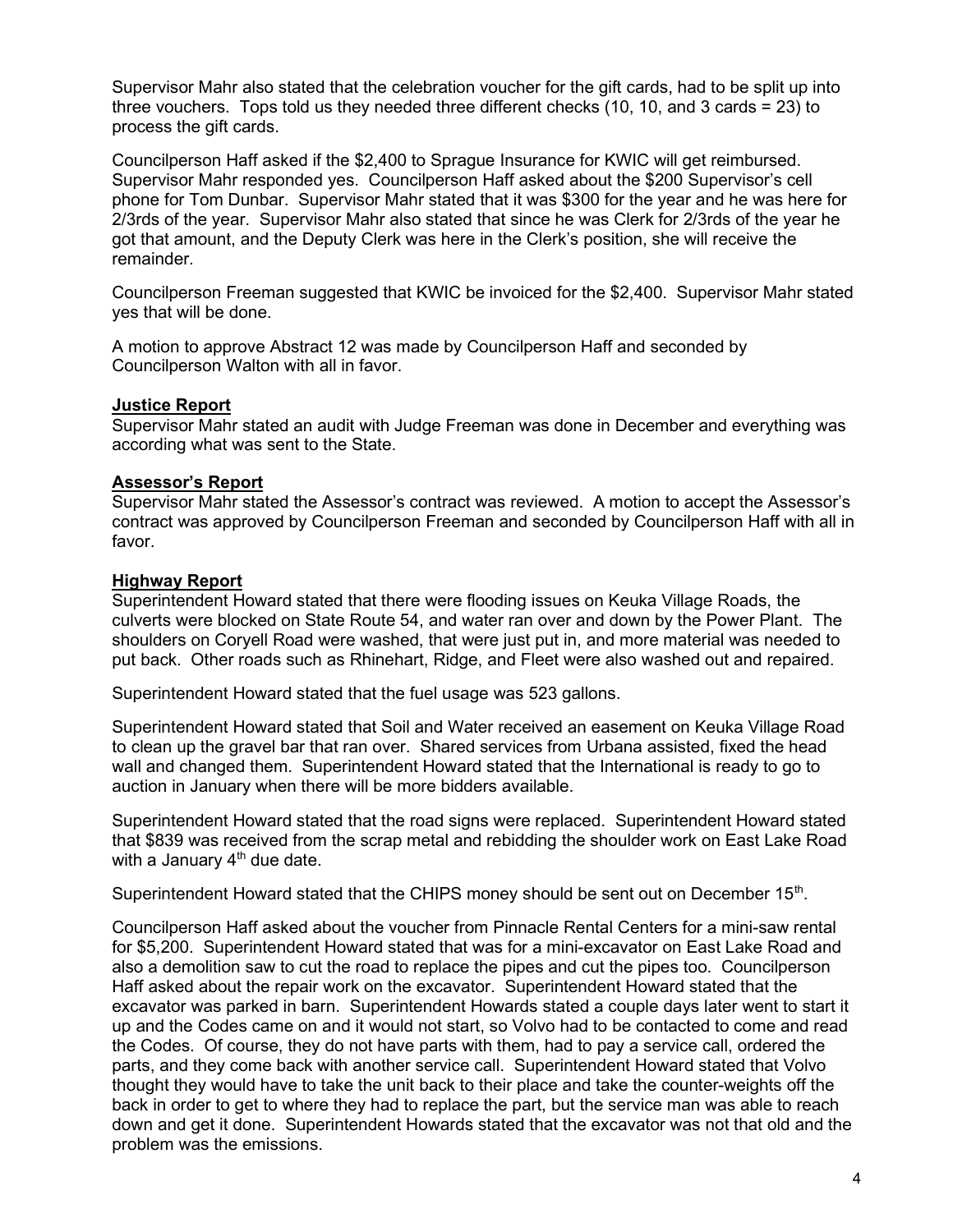Supervisor Mahr also stated that the celebration voucher for the gift cards, had to be split up into three vouchers. Tops told us they needed three different checks (10, 10, and 3 cards = 23) to process the gift cards.

Councilperson Haff asked if the $2,400 to Sprague Insurance for KWIC will get reimbursed. Supervisor Mahr responded yes. Councilperson Haff asked about the $200 Supervisor's cell phone for Tom Dunbar. Supervisor Mahr stated that it was $300 for the year and he was here for 2/3rds of the year. Supervisor Mahr also stated that since he was Clerk for 2/3rds of the year he got that amount, and the Deputy Clerk was here in the Clerk's position, she will receive the remainder.

Councilperson Freeman suggested that KWIC be invoiced for the $2,400. Supervisor Mahr stated yes that will be done.

A motion to approve Abstract 12 was made by Councilperson Haff and seconded by Councilperson Walton with all in favor.

**Justice Report**

Supervisor Mahr stated an audit with Judge Freeman was done in December and everything was according what was sent to the State.

**Assessor's Report**

Supervisor Mahr stated the Assessor's contract was reviewed. A motion to accept the Assessor's contract was approved by Councilperson Freeman and seconded by Councilperson Haff with all in favor.

**Highway Report**

Superintendent Howard stated that there were flooding issues on Keuka Village Roads, the culverts were blocked on State Route 54, and water ran over and down by the Power Plant. The shoulders on Coryell Road were washed, that were just put in, and more material was needed to put back. Other roads such as Rhinehart, Ridge, and Fleet were also washed out and repaired.

Superintendent Howard stated that the fuel usage was 523 gallons.

Superintendent Howard stated that Soil and Water received an easement on Keuka Village Road to clean up the gravel bar that ran over. Shared services from Urbana assisted, fixed the head wall and changed them. Superintendent Howard stated that the International is ready to go to auction in January when there will be more bidders available.

Superintendent Howard stated that the road signs were replaced. Superintendent Howard stated that $839 was received from the scrap metal and rebidding the shoulder work on East Lake Road with a January 4th due date.

Superintendent Howard stated that the CHIPS money should be sent out on December 15th.

Councilperson Haff asked about the voucher from Pinnacle Rental Centers for a mini-saw rental for $5,200. Superintendent Howard stated that was for a mini-excavator on East Lake Road and also a demolition saw to cut the road to replace the pipes and cut the pipes too. Councilperson Haff asked about the repair work on the excavator. Superintendent Howard stated that the excavator was parked in barn. Superintendent Howards stated a couple days later went to start it up and the Codes came on and it would not start, so Volvo had to be contacted to come and read the Codes. Of course, they do not have parts with them, had to pay a service call, ordered the parts, and they come back with another service call. Superintendent Howard stated that Volvo thought they would have to take the unit back to their place and take the counter-weights off the back in order to get to where they had to replace the part, but the service man was able to reach down and get it done. Superintendent Howards stated that the excavator was not that old and the problem was the emissions.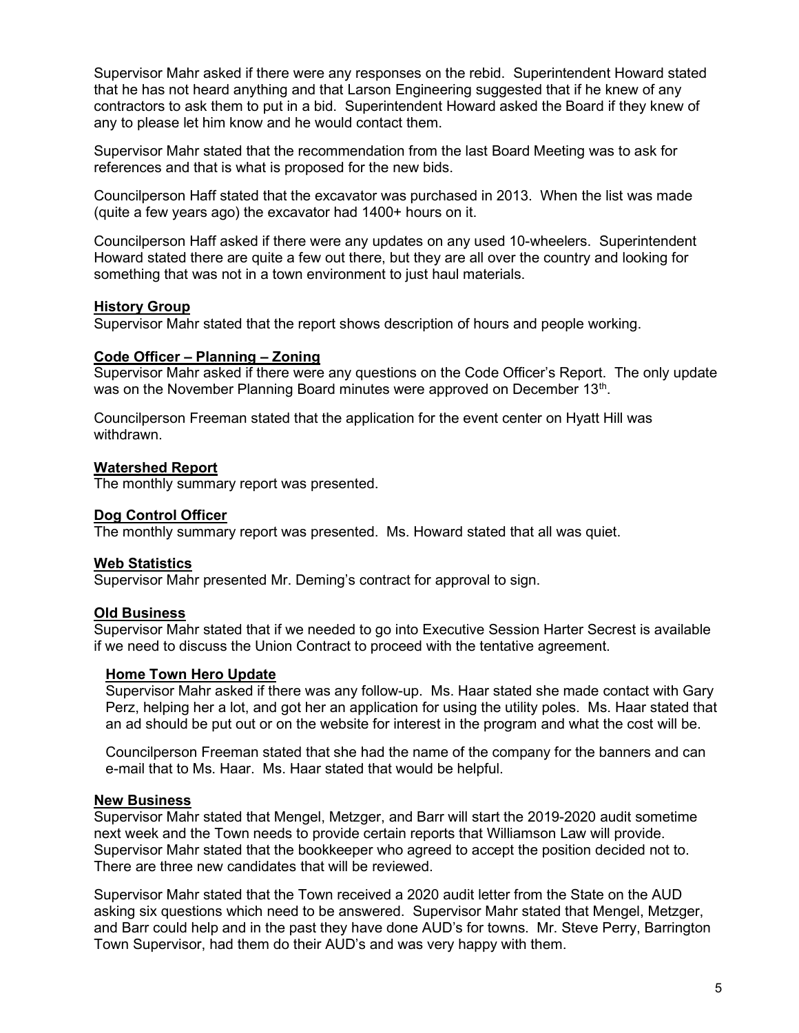Supervisor Mahr asked if there were any responses on the rebid. Superintendent Howard stated that he has not heard anything and that Larson Engineering suggested that if he knew of any contractors to ask them to put in a bid. Superintendent Howard asked the Board if they knew of any to please let him know and he would contact them.

Supervisor Mahr stated that the recommendation from the last Board Meeting was to ask for references and that is what is proposed for the new bids.

Councilperson Haff stated that the excavator was purchased in 2013. When the list was made (quite a few years ago) the excavator had 1400+ hours on it.

Councilperson Haff asked if there were any updates on any used 10-wheelers. Superintendent Howard stated there are quite a few out there, but they are all over the country and looking for something that was not in a town environment to just haul materials.

**History Group**

Supervisor Mahr stated that the report shows description of hours and people working.

**Code Officer – Planning – Zoning**

Supervisor Mahr asked if there were any questions on the Code Officer's Report. The only update was on the November Planning Board minutes were approved on December 13th.

Councilperson Freeman stated that the application for the event center on Hyatt Hill was withdrawn.

**Watershed Report**

The monthly summary report was presented.

**Dog Control Officer**

The monthly summary report was presented. Ms. Howard stated that all was quiet.

**Web Statistics**

Supervisor Mahr presented Mr. Deming's contract for approval to sign.

**Old Business**

Supervisor Mahr stated that if we needed to go into Executive Session Harter Secrest is available if we need to discuss the Union Contract to proceed with the tentative agreement.

**Home Town Hero Update**

Supervisor Mahr asked if there was any follow-up. Ms. Haar stated she made contact with Gary Perz, helping her a lot, and got her an application for using the utility poles. Ms. Haar stated that an ad should be put out or on the website for interest in the program and what the cost will be.

Councilperson Freeman stated that she had the name of the company for the banners and can e-mail that to Ms. Haar. Ms. Haar stated that would be helpful.

**New Business**

Supervisor Mahr stated that Mengel, Metzger, and Barr will start the 2019-2020 audit sometime next week and the Town needs to provide certain reports that Williamson Law will provide. Supervisor Mahr stated that the bookkeeper who agreed to accept the position decided not to. There are three new candidates that will be reviewed.

Supervisor Mahr stated that the Town received a 2020 audit letter from the State on the AUD asking six questions which need to be answered. Supervisor Mahr stated that Mengel, Metzger, and Barr could help and in the past they have done AUD's for towns. Mr. Steve Perry, Barrington Town Supervisor, had them do their AUD's and was very happy with them.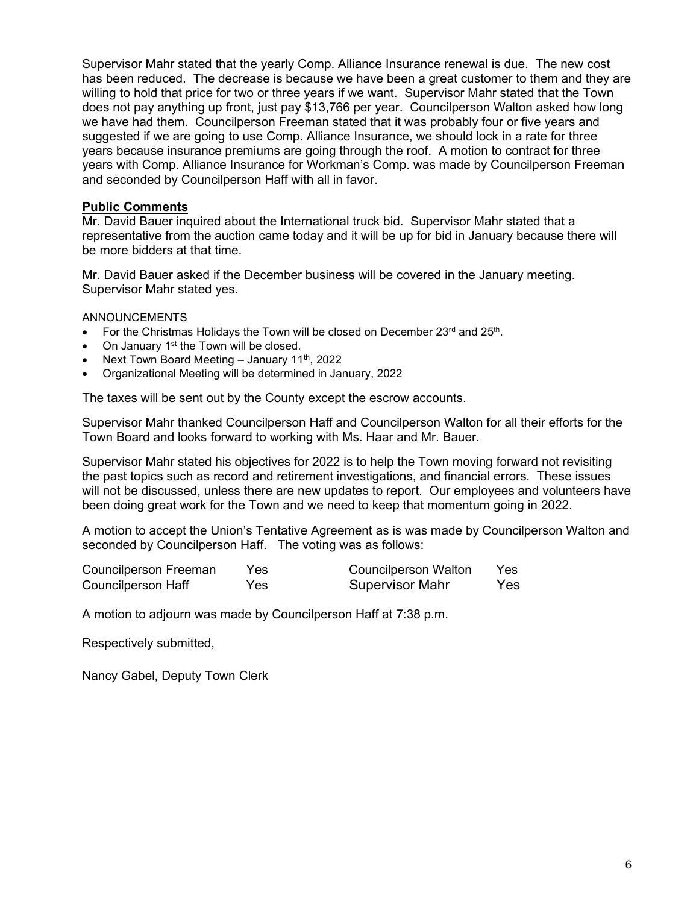Supervisor Mahr stated that the yearly Comp. Alliance Insurance renewal is due. The new cost has been reduced. The decrease is because we have been a great customer to them and they are willing to hold that price for two or three years if we want. Supervisor Mahr stated that the Town does not pay anything up front, just pay $13,766 per year. Councilperson Walton asked how long we have had them. Councilperson Freeman stated that it was probably four or five years and suggested if we are going to use Comp. Alliance Insurance, we should lock in a rate for three years because insurance premiums are going through the roof. A motion to contract for three years with Comp. Alliance Insurance for Workman's Comp. was made by Councilperson Freeman and seconded by Councilperson Haff with all in favor.

**Public Comments**

Mr. David Bauer inquired about the International truck bid. Supervisor Mahr stated that a representative from the auction came today and it will be up for bid in January because there will be more bidders at that time.

Mr. David Bauer asked if the December business will be covered in the January meeting. Supervisor Mahr stated yes.

ANNOUNCEMENTS

- For the Christmas Holidays the Town will be closed on December 23rd and 25th.
- On January 1st the Town will be closed.
- Next Town Board Meeting – January 11th, 2022
- Organizational Meeting will be determined in January, 2022

The taxes will be sent out by the County except the escrow accounts.

Supervisor Mahr thanked Councilperson Haff and Councilperson Walton for all their efforts for the Town Board and looks forward to working with Ms. Haar and Mr. Bauer.

Supervisor Mahr stated his objectives for 2022 is to help the Town moving forward not revisiting the past topics such as record and retirement investigations, and financial errors. These issues will not be discussed, unless there are new updates to report. Our employees and volunteers have been doing great work for the Town and we need to keep that momentum going in 2022.

A motion to accept the Union's Tentative Agreement as is was made by Councilperson Walton and seconded by Councilperson Haff. The voting was as follows:

| | | | |
|---|---|---|---|
| Councilperson Freeman | Yes | Councilperson Walton | Yes |
| Councilperson Haff | Yes | Supervisor Mahr | Yes |

A motion to adjourn was made by Councilperson Haff at 7:38 p.m.

Respectively submitted,

Nancy Gabel, Deputy Town Clerk